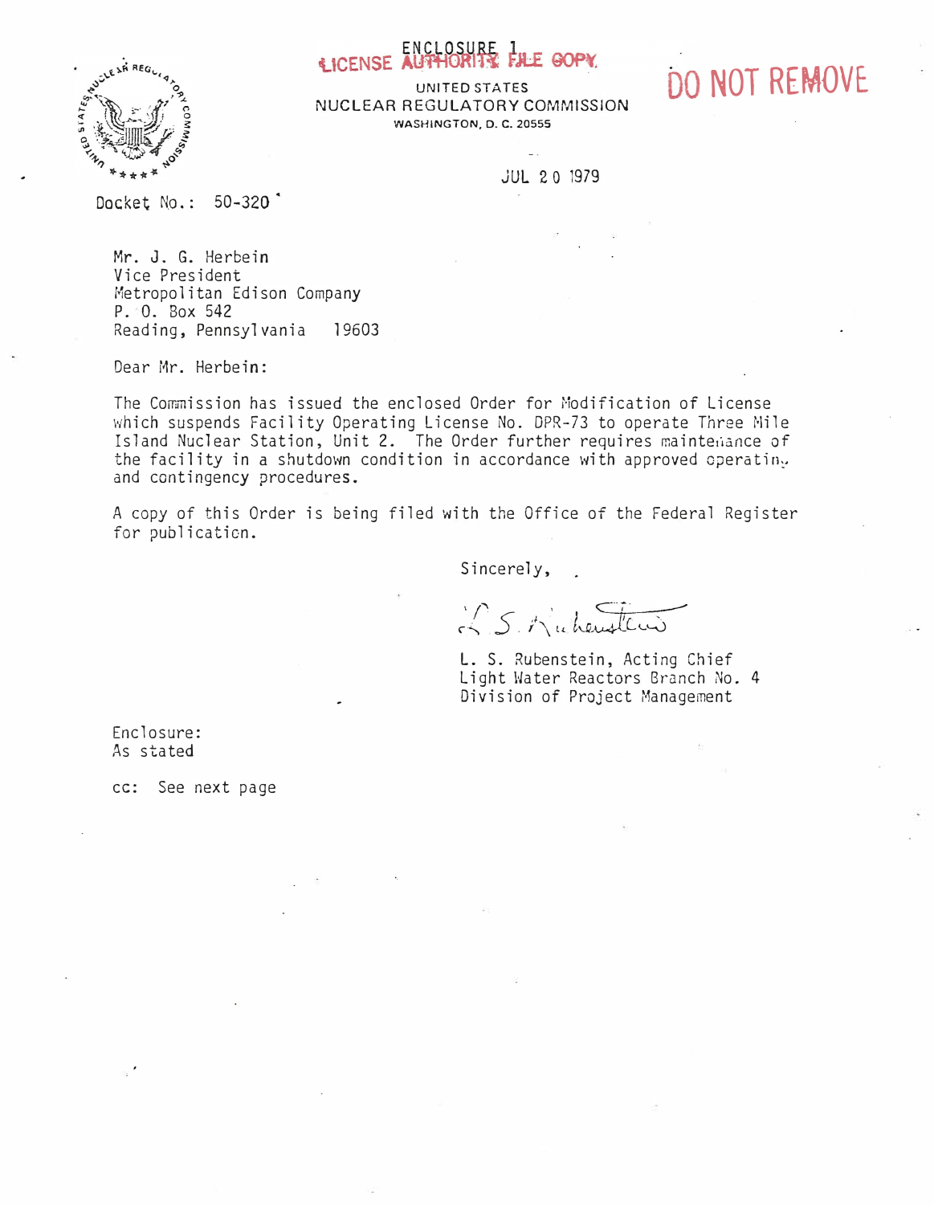ENCLOSURE 1

LICENSE AUTHORITY FILE COPY

DO NOT REMOVE

UNITED STATES
NUCLEAR REGULATORY COMMISSION
WASHINGTON, D. C. 20555

JUL 20 1979

Docket No.: 50-320

Mr. J. G. Herbein
Vice President
Metropolitan Edison Company
P. O. Box 542
Reading, Pennsylvania 19603

Dear Mr. Herbein:

The Commission has issued the enclosed Order for Modification of License which suspends Facility Operating License No. DPR-73 to operate Three Mile Island Nuclear Station, Unit 2. The Order further requires maintenance of the facility in a shutdown condition in accordance with approved operating and contingency procedures.

A copy of this Order is being filed with the Office of the Federal Register for publication.

Sincerely,

L. S. Rubenstein

L. S. Rubenstein, Acting Chief
Light Water Reactors Branch No. 4
Division of Project Management

Enclosure:
As stated

cc: See next page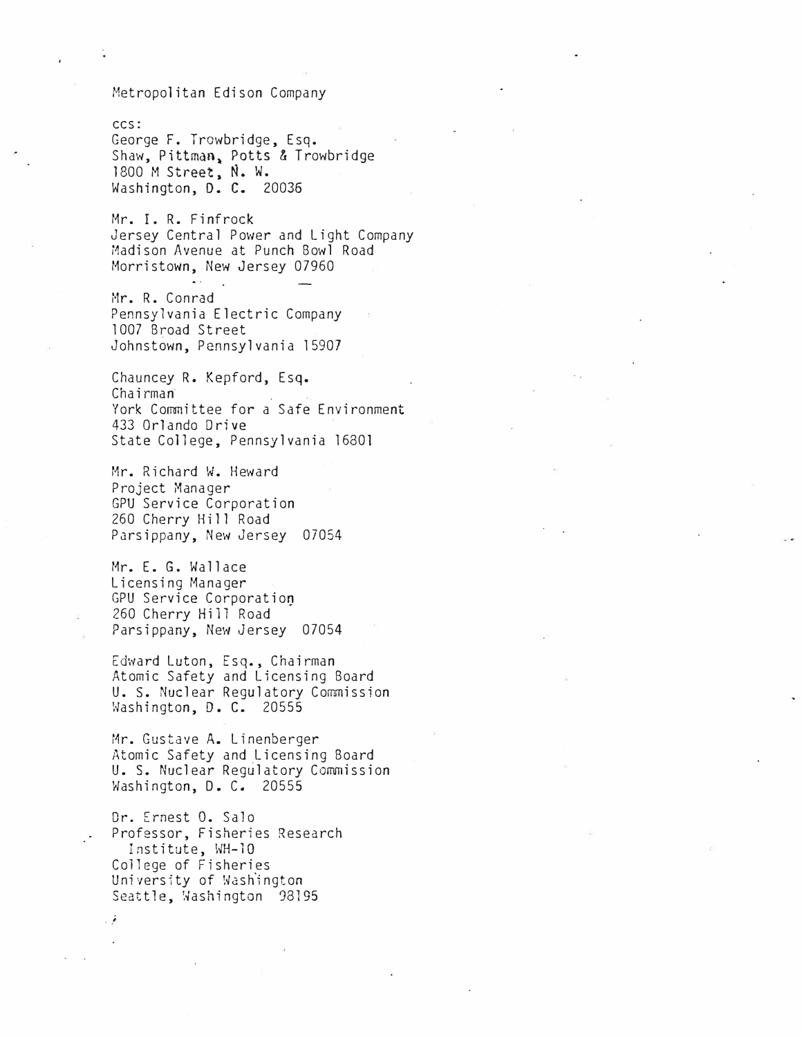Metropolitan Edison Company

ccs:
George F. Trowbridge, Esq.
Shaw, Pittman, Potts & Trowbridge
1800 M Street, N. W.
Washington, D. C. 20036

Mr. I. R. Finfrock
Jersey Central Power and Light Company
Madison Avenue at Punch Bowl Road
Morristown, New Jersey 07960

Mr. R. Conrad
Pennsylvania Electric Company
1007 Broad Street
Johnstown, Pennsylvania 15907

Chauncey R. Kepford, Esq.
Chairman
York Committee for a Safe Environment
433 Orlando Drive
State College, Pennsylvania 16801

Mr. Richard W. Heward
Project Manager
GPU Service Corporation
260 Cherry Hill Road
Parsippany, New Jersey 07054

Mr. E. G. Wallace
Licensing Manager
GPU Service Corporation
260 Cherry Hill Road
Parsippany, New Jersey 07054

Edward Luton, Esq., Chairman
Atomic Safety and Licensing Board
U. S. Nuclear Regulatory Commission
Washington, D. C. 20555

Mr. Gustave A. Linenberger
Atomic Safety and Licensing Board
U. S. Nuclear Regulatory Commission
Washington, D. C. 20555

Dr. Ernest O. Salo
Professor, Fisheries Research
Institute, WH-10
College of Fisheries
University of Washington
Seattle, Washington 98195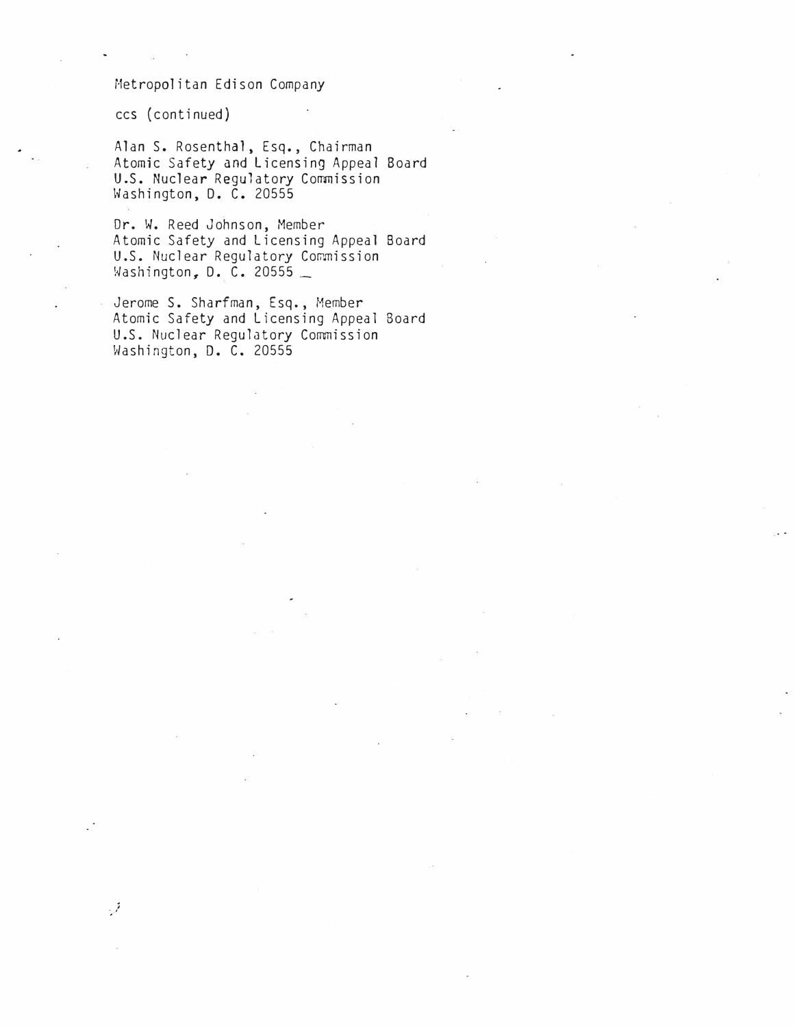Metropolitan Edison Company

ccs (continued)

Alan S. Rosenthal, Esq., Chairman
Atomic Safety and Licensing Appeal Board
U.S. Nuclear Regulatory Commission
Washington, D. C. 20555

Dr. W. Reed Johnson, Member
Atomic Safety and Licensing Appeal Board
U.S. Nuclear Regulatory Commission
Washington, D. C. 20555

Jerome S. Sharfman, Esq., Member
Atomic Safety and Licensing Appeal Board
U.S. Nuclear Regulatory Commission
Washington, D. C. 20555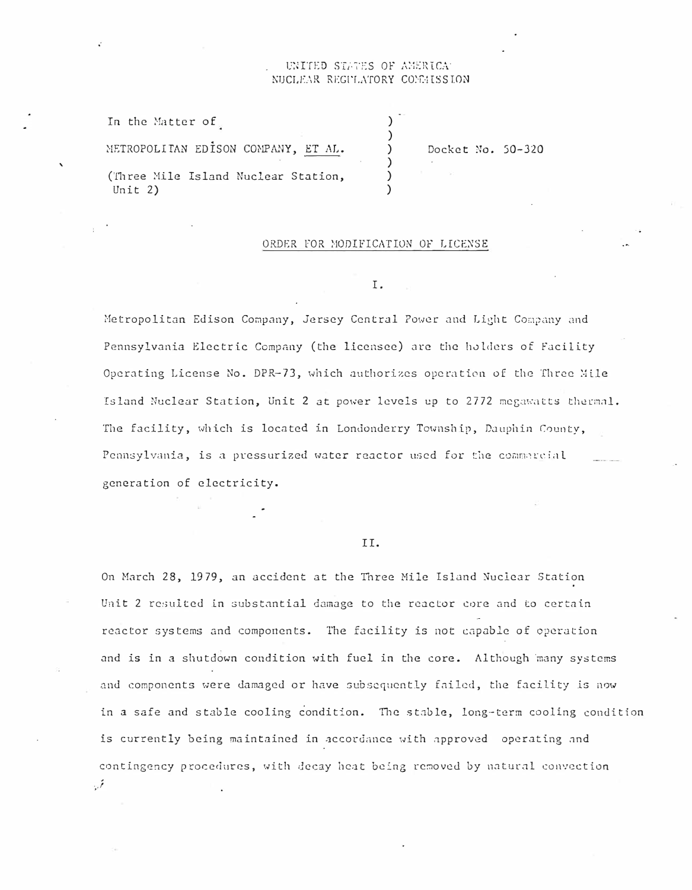UNITED STATES OF AMERICA
NUCLEAR REGULATORY COMMISSION

| | | |
|---|---|---|
| In the Matter of | ) | |
| | ) | |
| METROPOLITAN EDISON COMPANY, ET AL. | ) | Docket No. 50-320 |
| | ) | |
| (Three Mile Island Nuclear Station, | ) | |
| Unit 2) | ) | |

## ORDER FOR MODIFICATION OF LICENSE

### I.

Metropolitan Edison Company, Jersey Central Power and Light Company and Pennsylvania Electric Company (the licensee) are the holders of Facility Operating License No. DPR-73, which authorizes operation of the Three Mile Island Nuclear Station, Unit 2 at power levels up to 2772 megawatts thermal. The facility, which is located in Londonderry Township, Dauphin County, Pennsylvania, is a pressurized water reactor used for the commercial generation of electricity.

### II.

On March 28, 1979, an accident at the Three Mile Island Nuclear Station Unit 2 resulted in substantial damage to the reactor core and to certain reactor systems and components. The facility is not capable of operation and is in a shutdown condition with fuel in the core. Although many systems and components were damaged or have subsequently failed, the facility is now in a safe and stable cooling condition. The stable, long-term cooling condition is currently being maintained in accordance with approved operating and contingency procedures, with decay heat being removed by natural convection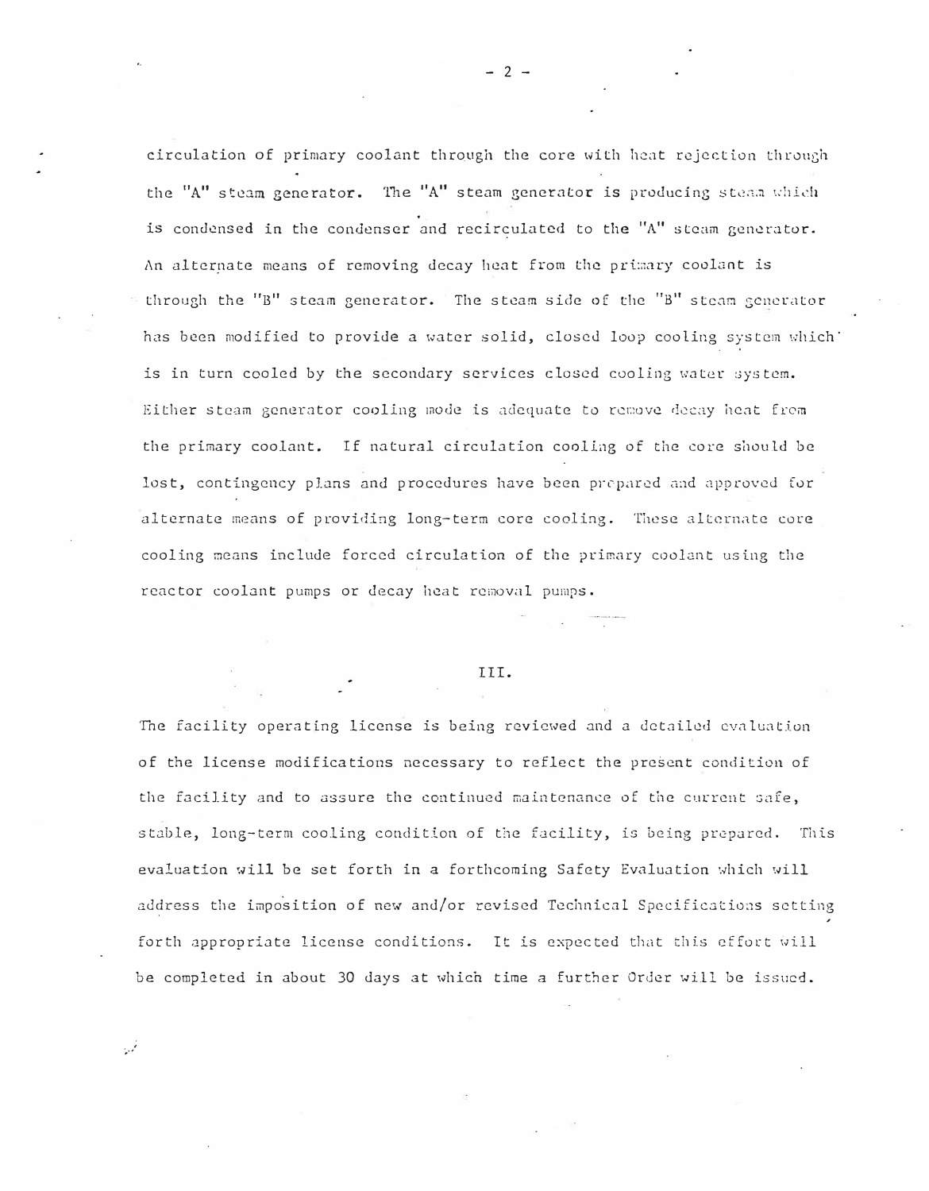circulation of primary coolant through the core with heat rejection through the "A" steam generator. The "A" steam generator is producing steam which is condensed in the condenser and recirculated to the "A" steam generator. An alternate means of removing decay heat from the primary coolant is through the "B" steam generator. The steam side of the "B" steam generator has been modified to provide a water solid, closed loop cooling system which is in turn cooled by the secondary services closed cooling water system. Either steam generator cooling mode is adequate to remove decay heat from the primary coolant. If natural circulation cooling of the core should be lost, contingency plans and procedures have been prepared and approved for alternate means of providing long-term core cooling. These alternate core cooling means include forced circulation of the primary coolant using the reactor coolant pumps or decay heat removal pumps.

## III.

The facility operating license is being reviewed and a detailed evaluation of the license modifications necessary to reflect the present condition of the facility and to assure the continued maintenance of the current safe, stable, long-term cooling condition of the facility, is being prepared. This evaluation will be set forth in a forthcoming Safety Evaluation which will address the imposition of new and/or revised Technical Specifications setting forth appropriate license conditions. It is expected that this effort will be completed in about 30 days at which time a further Order will be issued.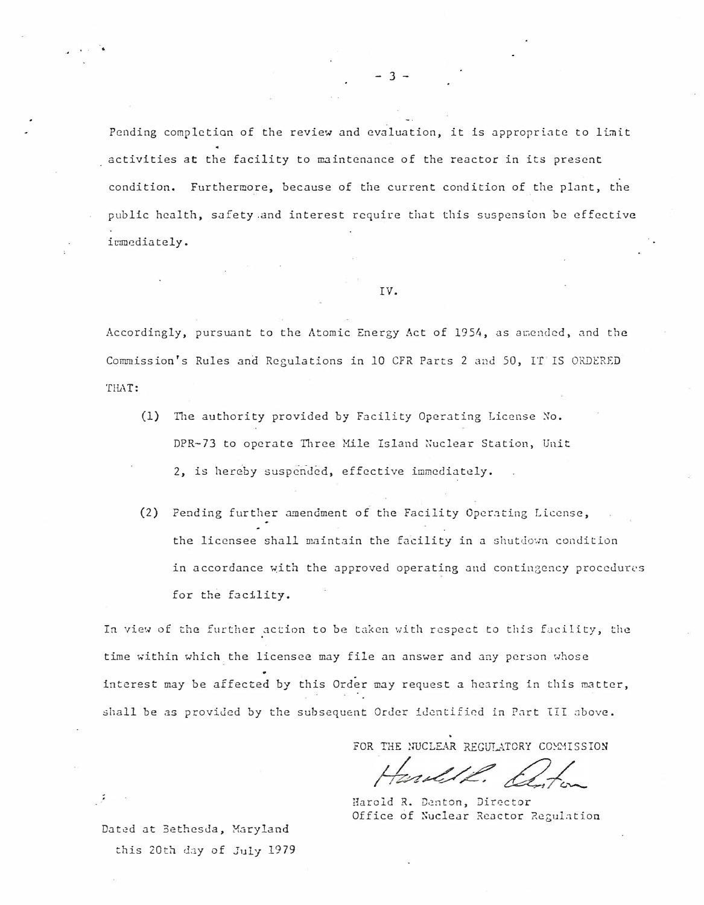Pending completion of the review and evaluation, it is appropriate to limit activities at the facility to maintenance of the reactor in its present condition. Furthermore, because of the current condition of the plant, the public health, safety and interest require that this suspension be effective immediately.

IV.

Accordingly, pursuant to the Atomic Energy Act of 1954, as amended, and the Commission's Rules and Regulations in 10 CFR Parts 2 and 50, IT IS ORDERED THAT:

(1) The authority provided by Facility Operating License No. DPR-73 to operate Three Mile Island Nuclear Station, Unit 2, is hereby suspended, effective immediately.

(2) Pending further amendment of the Facility Operating License, the licensee shall maintain the facility in a shutdown condition in accordance with the approved operating and contingency procedures for the facility.

In view of the further action to be taken with respect to this facility, the time within which the licensee may file an answer and any person whose interest may be affected by this Order may request a hearing in this matter, shall be as provided by the subsequent Order identified in Part III above.

FOR THE NUCLEAR REGULATORY COMMISSION

Harold R. Denton

Harold R. Denton, Director
Office of Nuclear Reactor Regulation

Dated at Bethesda, Maryland
this 20th day of July 1979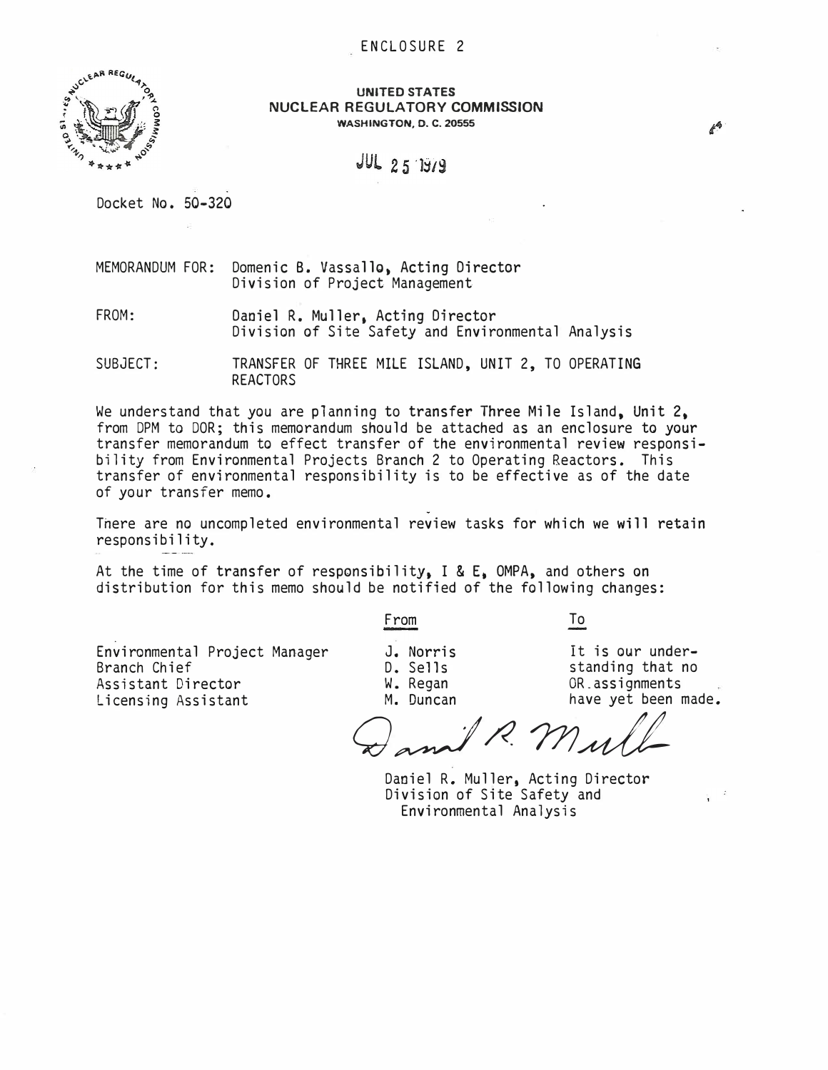ENCLOSURE 2

**UNITED STATES**
**NUCLEAR REGULATORY COMMISSION**
WASHINGTON, D. C. 20555

JUL 25 1979

Docket No. 50-320

MEMORANDUM FOR: Domenic B. Vassallo, Acting Director
Division of Project Management

FROM: Daniel R. Muller, Acting Director
Division of Site Safety and Environmental Analysis

SUBJECT: TRANSFER OF THREE MILE ISLAND, UNIT 2, TO OPERATING REACTORS

We understand that you are planning to transfer Three Mile Island, Unit 2, from DPM to DOR; this memorandum should be attached as an enclosure to your transfer memorandum to effect transfer of the environmental review responsibility from Environmental Projects Branch 2 to Operating Reactors. This transfer of environmental responsibility is to be effective as of the date of your transfer memo.

There are no uncompleted environmental review tasks for which we will retain responsibility.

At the time of transfer of responsibility, I & E, OMPA, and others on distribution for this memo should be notified of the following changes:

| | From | To |
|---|---|---|
| Environmental Project Manager | J. Norris | It is our understanding that no OR assignments have yet been made. |
| Branch Chief | D. Sells | |
| Assistant Director | W. Regan | |
| Licensing Assistant | M. Duncan | |

Daniel R. Muller, Acting Director
Division of Site Safety and Environmental Analysis